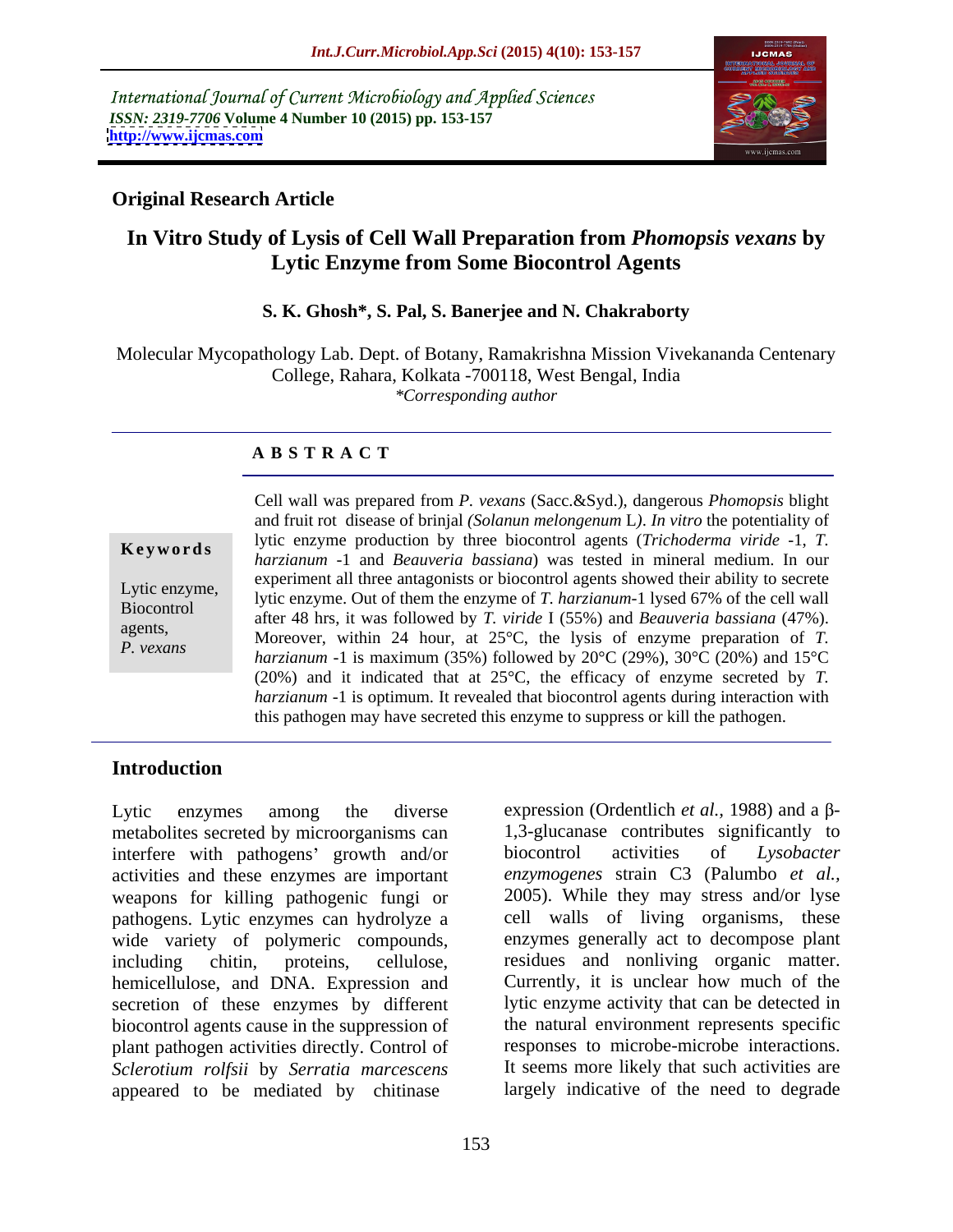International Journal of Current Microbiology and Applied Sciences
*ISSN: 2319-7706* **Volume 4 Number 10 (2015) pp. 153-157**
**http://www.ijcmas.com**

**Original Research Article**

# In Vitro Study of Lysis of Cell Wall Preparation from *Phomopsis vexans* by Lytic Enzyme from Some Biocontrol Agents

**S. K. Ghosh*, S. Pal, S. Banerjee and N. Chakraborty**

Molecular Mycopathology Lab. Dept. of Botany, Ramakrishna Mission Vivekananda Centenary College, Rahara, Kolkata -700118, West Bengal, India
*\*Corresponding author*

## ABSTRACT

**Keywords**

Lytic enzyme, Biocontrol agents, *P. vexans*

Cell wall was prepared from *P. vexans* (Sacc.&Syd.), dangerous *Phomopsis* blight and fruit rot disease of brinjal *(Solanun melongenum* L*)*. *In vitro* the potentiality of lytic enzyme production by three biocontrol agents (*Trichoderma viride* -1, *T. harzianum* -1 and *Beauveria bassiana*) was tested in mineral medium. In our experiment all three antagonists or biocontrol agents showed their ability to secrete lytic enzyme. Out of them the enzyme of *T. harzianum*-1 lysed 67% of the cell wall after 48 hrs, it was followed by *T. viride* I (55%) and *Beauveria bassiana* (47%). Moreover, within 24 hour, at 25°C, the lysis of enzyme preparation of *T. harzianum* -1 is maximum (35%) followed by 20°C (29%), 30°C (20%) and 15°C (20%) and it indicated that at 25°C, the efficacy of enzyme secreted by *T. harzianum* -1 is optimum. It revealed that biocontrol agents during interaction with this pathogen may have secreted this enzyme to suppress or kill the pathogen.

## Introduction

Lytic enzymes among the diverse metabolites secreted by microorganisms can interfere with pathogens' growth and/or activities and these enzymes are important weapons for killing pathogenic fungi or pathogens. Lytic enzymes can hydrolyze a wide variety of polymeric compounds, including chitin, proteins, cellulose, hemicellulose, and DNA. Expression and secretion of these enzymes by different biocontrol agents cause in the suppression of plant pathogen activities directly. Control of *Sclerotium rolfsii* by *Serratia marcescens* appeared to be mediated by chitinase expression (Ordentlich *et al.,* 1988) and a β-1,3-glucanase contributes significantly to biocontrol activities of *Lysobacter enzymogenes* strain C3 (Palumbo *et al.,* 2005). While they may stress and/or lyse cell walls of living organisms, these enzymes generally act to decompose plant residues and nonliving organic matter. Currently, it is unclear how much of the lytic enzyme activity that can be detected in the natural environment represents specific responses to microbe-microbe interactions. It seems more likely that such activities are largely indicative of the need to degrade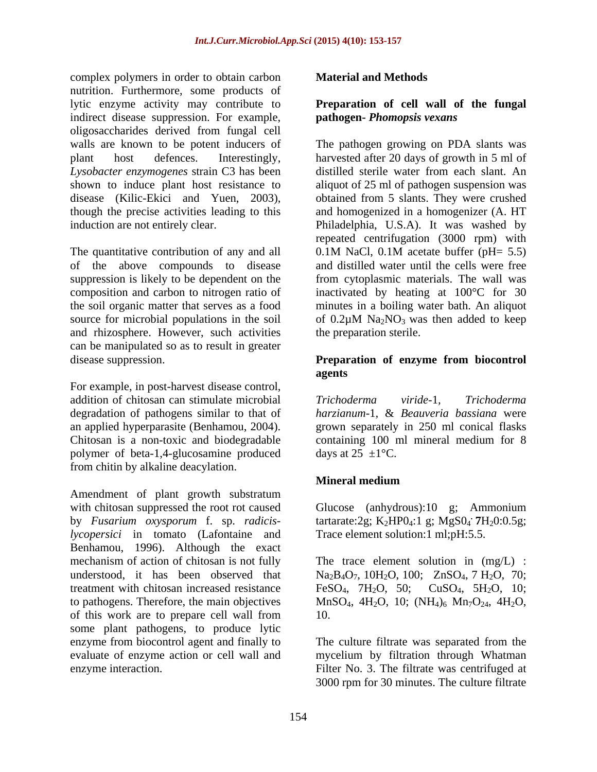complex polymers in order to obtain carbon nutrition. Furthermore, some products of lytic enzyme activity may contribute to indirect disease suppression. For example, oligosaccharides derived from fungal cell walls are known to be potent inducers of plant host defences. Interestingly, *Lysobacter enzymogenes* strain C3 has been shown to induce plant host resistance to disease (Kilic-Ekici and Yuen, 2003), though the precise activities leading to this induction are not entirely clear.

The quantitative contribution of any and all of the above compounds to disease suppression is likely to be dependent on the composition and carbon to nitrogen ratio of the soil organic matter that serves as a food source for microbial populations in the soil and rhizosphere. However, such activities can be manipulated so as to result in greater disease suppression.

For example, in post-harvest disease control, addition of chitosan can stimulate microbial degradation of pathogens similar to that of an applied hyperparasite (Benhamou, 2004). Chitosan is a non-toxic and biodegradable polymer of beta-1,4-glucosamine produced from chitin by alkaline deacylation.

Amendment of plant growth substratum with chitosan suppressed the root rot caused by *Fusarium oxysporum* f. sp. *radicis-lycopersici* in tomato (Lafontaine and Benhamou, 1996). Although the exact mechanism of action of chitosan is not fully understood, it has been observed that treatment with chitosan increased resistance to pathogens. Therefore, the main objectives of this work are to prepare cell wall from some plant pathogens, to produce lytic enzyme from biocontrol agent and finally to evaluate of enzyme action or cell wall and enzyme interaction.

## Material and Methods

### Preparation of cell wall of the fungal pathogen- *Phomopsis vexans*

The pathogen growing on PDA slants was harvested after 20 days of growth in 5 ml of distilled sterile water from each slant. An aliquot of 25 ml of pathogen suspension was obtained from 5 slants. They were crushed and homogenized in a homogenizer (A. HT Philadelphia, U.S.A). It was washed by repeated centrifugation (3000 rpm) with 0.1M NaCl, 0.1M acetate buffer (pH= 5.5) and distilled water until the cells were free from cytoplasmic materials. The wall was inactivated by heating at 100°C for 30 minutes in a boiling water bath. An aliquot of 0.2µM $Na_2NO_3$ was then added to keep the preparation sterile.

### Preparation of enzyme from biocontrol agents

*Trichoderma viride*-1, *Trichoderma harzianum*-1, & *Beauveria bassiana* were grown separately in 250 ml conical flasks containing 100 ml mineral medium for 8 days at 25 ±1°C.

### Mineral medium

Glucose (anhydrous):10 g; Ammonium tartarate:2g; $K_2HP0_4$:1 g; $MgS0_4 \cdot 7H_20$:0.5g; Trace element solution:1 ml;pH:5.5.

The trace element solution in (mg/L) : $Na_2B_4O_7$, $10H_2O$, 100; $ZnSO_4$, 7 $H_2O$, 70; $FeSO_4$, $7H_2O$, 50; $CuSO_4$, $5H_2O$, 10; $MnSO_4$, $4H_2O$, 10; $(NH_4)_6$ $Mn_7O_{24}$, $4H_2O$, 10.

The culture filtrate was separated from the mycelium by filtration through Whatman Filter No. 3. The filtrate was centrifuged at 3000 rpm for 30 minutes. The culture filtrate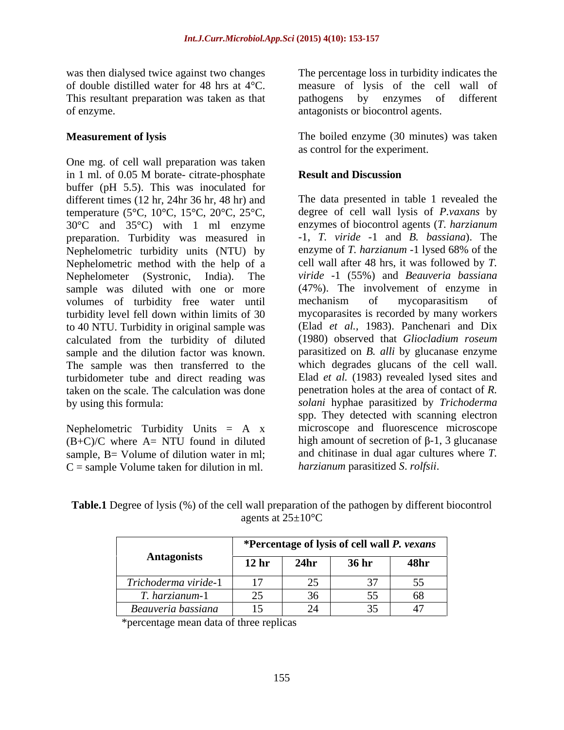was then dialysed twice against two changes of double distilled water for 48 hrs at 4°C. This resultant preparation was taken as that of enzyme.

**Measurement of lysis**

One mg. of cell wall preparation was taken in 1 ml. of 0.05 M borate- citrate-phosphate buffer (pH 5.5). This was inoculated for different times (12 hr, 24hr 36 hr, 48 hr) and temperature (5°C, 10°C, 15°C, 20°C, 25°C, 30°C and 35°C) with 1 ml enzyme preparation. Turbidity was measured in Nephelometric turbidity units (NTU) by Nephelometric method with the help of a Nephelometer (Systronic, India). The sample was diluted with one or more volumes of turbidity free water until turbidity level fell down within limits of 30 to 40 NTU. Turbidity in original sample was calculated from the turbidity of diluted sample and the dilution factor was known. The sample was then transferred to the turbidometer tube and direct reading was taken on the scale. The calculation was done by using this formula:

Nephelometric Turbidity Units = A x (B+C)/C where A= NTU found in diluted sample, B= Volume of dilution water in ml; C = sample Volume taken for dilution in ml.

The percentage loss in turbidity indicates the measure of lysis of the cell wall of pathogens by enzymes of different antagonists or biocontrol agents.

The boiled enzyme (30 minutes) was taken as control for the experiment.

## Result and Discussion

The data presented in table 1 revealed the degree of cell wall lysis of *P.vaxans* by enzymes of biocontrol agents (*T. harzianum* -1, *T. viride* -1 and *B. bassiana*). The enzyme of *T. harzianum* -1 lysed 68% of the cell wall after 48 hrs, it was followed by *T. viride* -1 (55%) and *Beauveria bassiana* (47%). The involvement of enzyme in mechanism of mycoparasitism of mycoparasites is recorded by many workers (Elad *et al.,* 1983). Panchenari and Dix (1980) observed that *Gliocladium roseum* parasitized on *B. alli* by glucanase enzyme which degrades glucans of the cell wall. Elad *et al.* (1983) revealed lysed sites and penetration holes at the area of contact of *R. solani* hyphae parasitized by *Trichoderma* spp. They detected with scanning electron microscope and fluorescence microscope high amount of secretion of β-1, 3 glucanase and chitinase in dual agar cultures where *T. harzianum* parasitized *S. rolfsii*.

**Table.1** Degree of lysis (%) of the cell wall preparation of the pathogen by different biocontrol agents at 25±10°C

| Antagonists | *Percentage of lysis of cell wall *P. vexans* | | | |
|---|---|---|---|---|
| | 12 hr | 24hr | 36 hr | 48hr |
| *Trichoderma viride*-1 | 17 | 25 | 37 | 55 |
| *T. harzianum*-1 | 25 | 36 | 55 | 68 |
| *Beauveria bassiana* | 15 | 24 | 35 | 47 |

*percentage mean data of three replicas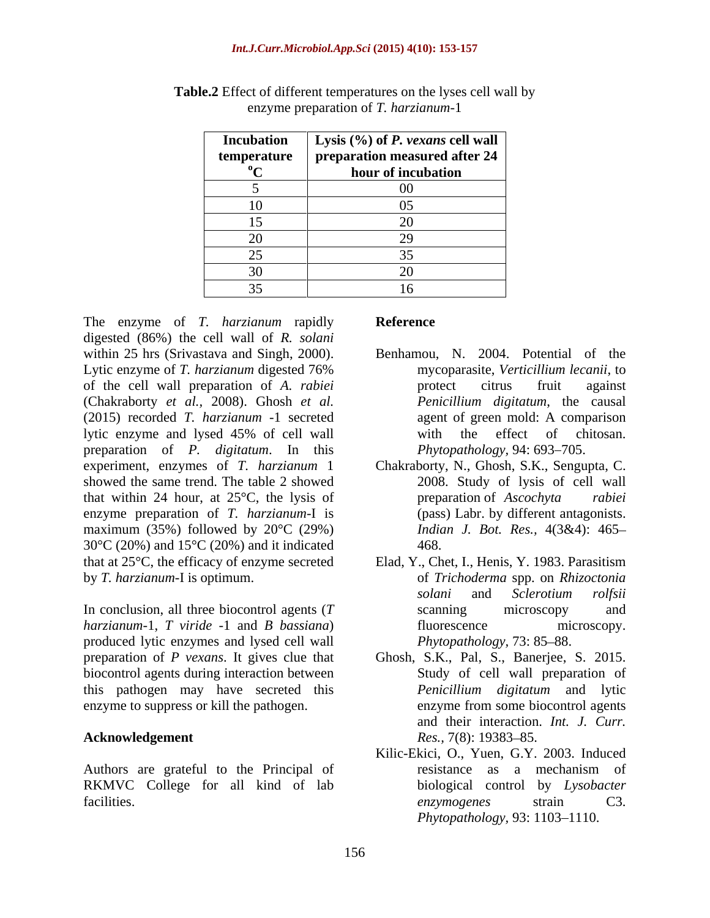**Table.2** Effect of different temperatures on the lyses cell wall by enzyme preparation of *T. harzianum*-1

| Incubation temperature °C | Lysis (%) of *P. vexans* cell wall preparation measured after 24 hour of incubation |
|---|---|
| 5 | 00 |
| 10 | 05 |
| 15 | 20 |
| 20 | 29 |
| 25 | 35 |
| 30 | 20 |
| 35 | 16 |

The enzyme of *T. harzianum* rapidly digested (86%) the cell wall of *R. solani* within 25 hrs (Srivastava and Singh, 2000). Lytic enzyme of *T. harzianum* digested 76% of the cell wall preparation of *A. rabiei* (Chakraborty *et al.,* 2008). Ghosh *et al.* (2015) recorded *T. harzianum* -1 secreted lytic enzyme and lysed 45% of cell wall preparation of *P. digitatum*. In this experiment, enzymes of *T. harzianum* 1 showed the same trend. The table 2 showed that within 24 hour, at 25°C, the lysis of enzyme preparation of *T. harzianum*-I is maximum (35%) followed by 20°C (29%) 30°C (20%) and 15°C (20%) and it indicated that at 25°C, the efficacy of enzyme secreted by *T. harzianum*-I is optimum.

In conclusion, all three biocontrol agents (*T harzianum*-1, *T viride* -1 and *B bassiana*) produced lytic enzymes and lysed cell wall preparation of *P vexans*. It gives clue that biocontrol agents during interaction between this pathogen may have secreted this enzyme to suppress or kill the pathogen.

## Acknowledgement

Authors are grateful to the Principal of RKMVC College for all kind of lab facilities.

## Reference

Benhamou, N. 2004. Potential of the mycoparasite, *Verticillium lecanii*, to protect citrus fruit against *Penicillium digitatum*, the causal agent of green mold: A comparison with the effect of chitosan. *Phytopathology*, 94: 693–705.

Chakraborty, N., Ghosh, S.K., Sengupta, C. 2008. Study of lysis of cell wall preparation of *Ascochyta rabiei* (pass) Labr. by different antagonists. *Indian J. Bot. Res.,* 4(3&4): 465–468.

Elad, Y., Chet, I., Henis, Y. 1983. Parasitism of *Trichoderma* spp. on *Rhizoctonia solani* and *Sclerotium rolfsii* scanning microscopy and fluorescence microscopy. *Phytopathology*, 73: 85–88.

Ghosh, S.K., Pal, S., Banerjee, S. 2015. Study of cell wall preparation of *Penicillium digitatum* and lytic enzyme from some biocontrol agents and their interaction. *Int. J. Curr. Res.,* 7(8): 19383–85.

Kilic-Ekici, O., Yuen, G.Y. 2003. Induced resistance as a mechanism of biological control by *Lysobacter enzymogenes* strain C3. *Phytopathology*, 93: 1103–1110.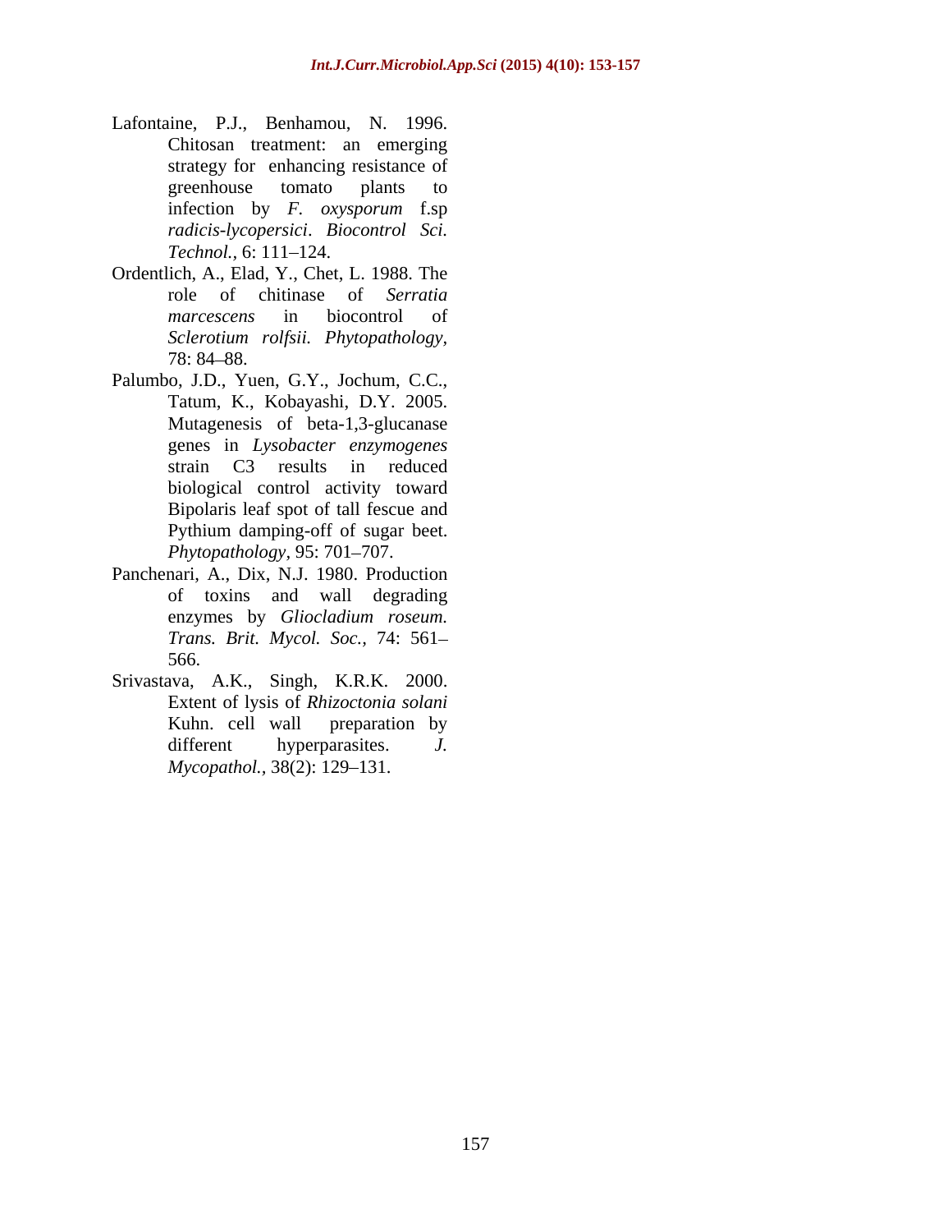Lafontaine, P.J., Benhamou, N. 1996. Chitosan treatment: an emerging strategy for enhancing resistance of greenhouse tomato plants to infection by *F. oxysporum* f.sp *radicis-lycopersici*. *Biocontrol Sci. Technol.,* 6: 111–124.

Ordentlich, A., Elad, Y., Chet, L. 1988. The role of chitinase of *Serratia marcescens* in biocontrol of *Sclerotium rolfsii. Phytopathology,* 78: 84–88.

Palumbo, J.D., Yuen, G.Y., Jochum, C.C., Tatum, K., Kobayashi, D.Y. 2005. Mutagenesis of beta-1,3-glucanase genes in *Lysobacter enzymogenes* strain C3 results in reduced biological control activity toward Bipolaris leaf spot of tall fescue and Pythium damping-off of sugar beet. *Phytopathology,* 95: 701–707.

Panchenari, A., Dix, N.J. 1980. Production of toxins and wall degrading enzymes by *Gliocladium roseum. Trans. Brit. Mycol. Soc.,* 74: 561–566.

Srivastava, A.K., Singh, K.R.K. 2000. Extent of lysis of *Rhizoctonia solani* Kuhn. cell wall preparation by different hyperparasites. *J. Mycopathol.,* 38(2): 129–131.